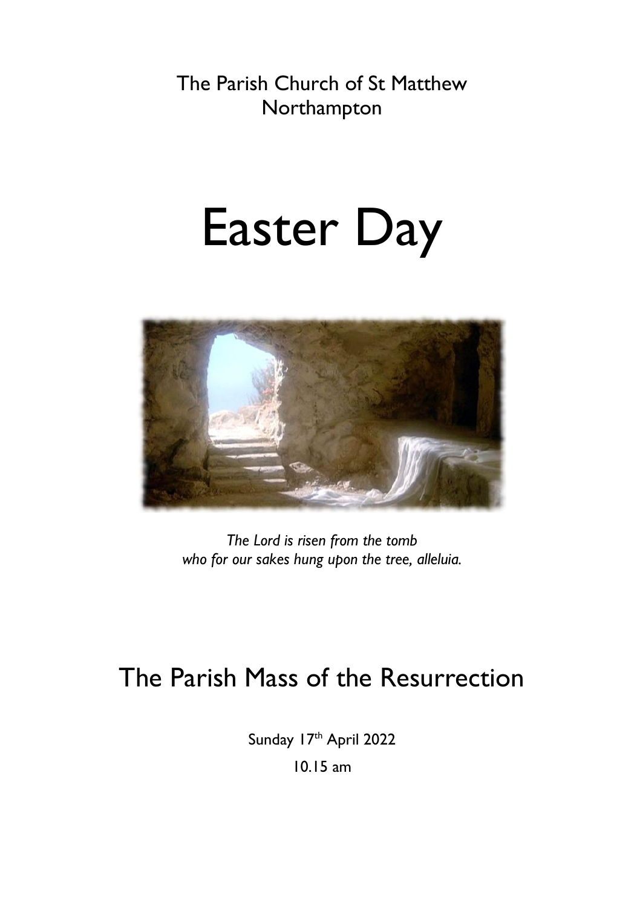The Parish Church of St Matthew
Northampton

# Easter Day

*The Lord is risen from the tomb*
*who for our sakes hung upon the tree, alleluia.*

## The Parish Mass of the Resurrection

Sunday 17th April 2022

10.15 am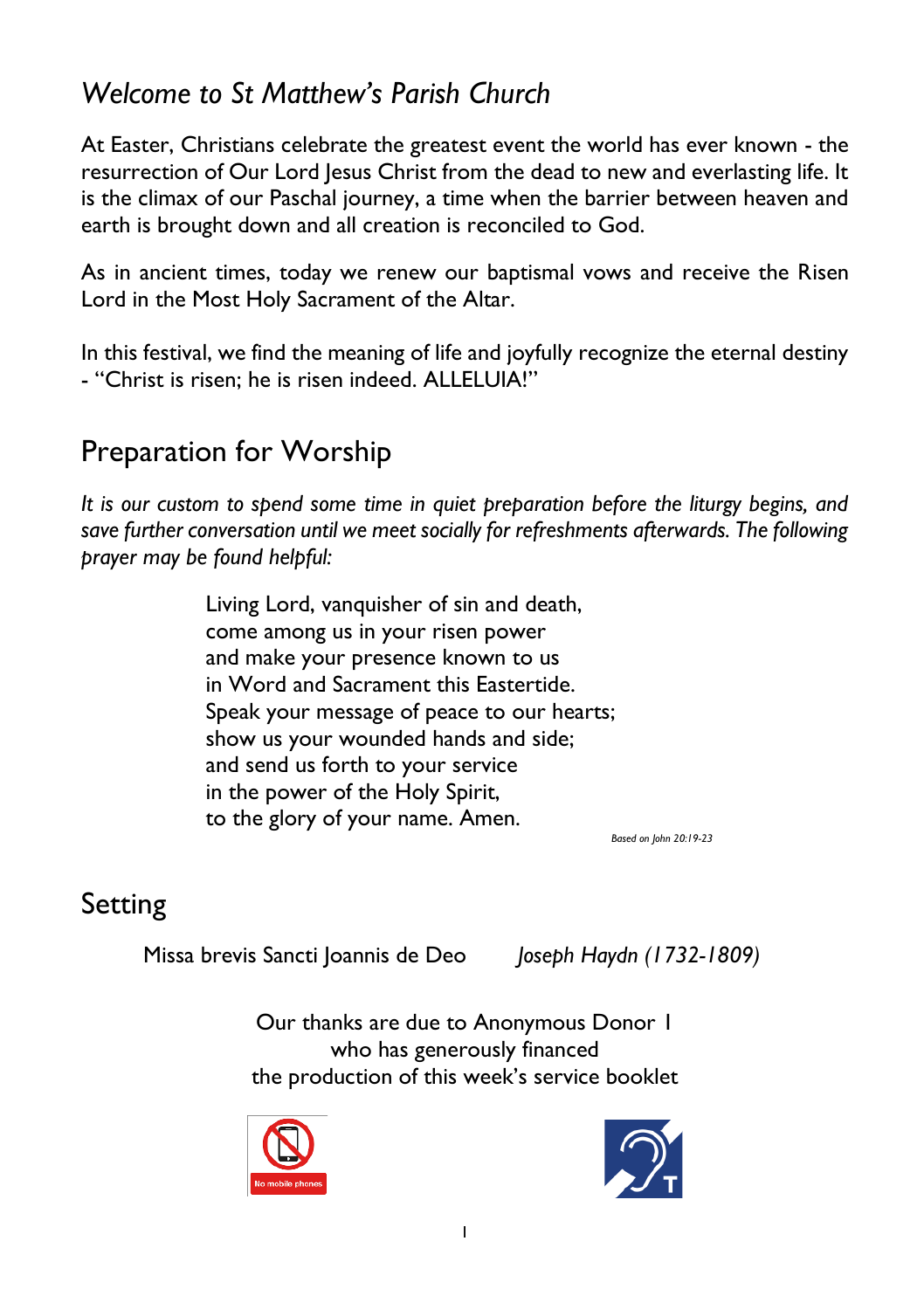## *Welcome to St Matthew's Parish Church*

At Easter, Christians celebrate the greatest event the world has ever known - the resurrection of Our Lord Jesus Christ from the dead to new and everlasting life. It is the climax of our Paschal journey, a time when the barrier between heaven and earth is brought down and all creation is reconciled to God.

As in ancient times, today we renew our baptismal vows and receive the Risen Lord in the Most Holy Sacrament of the Altar.

In this festival, we find the meaning of life and joyfully recognize the eternal destiny - "Christ is risen; he is risen indeed. ALLELUIA!"

## Preparation for Worship

*It is our custom to spend some time in quiet preparation before the liturgy begins, and save further conversation until we meet socially for refreshments afterwards. The following prayer may be found helpful:*

Living Lord, vanquisher of sin and death,
come among us in your risen power
and make your presence known to us
in Word and Sacrament this Eastertide.
Speak your message of peace to our hearts;
show us your wounded hands and side;
and send us forth to your service
in the power of the Holy Spirit,
to the glory of your name. Amen.

*Based on John 20:19-23*

## Setting

Missa brevis Sancti Joannis de Deo *Joseph Haydn (1732-1809)*

Our thanks are due to Anonymous Donor 1
who has generously financed
the production of this week's service booklet

No mobile phones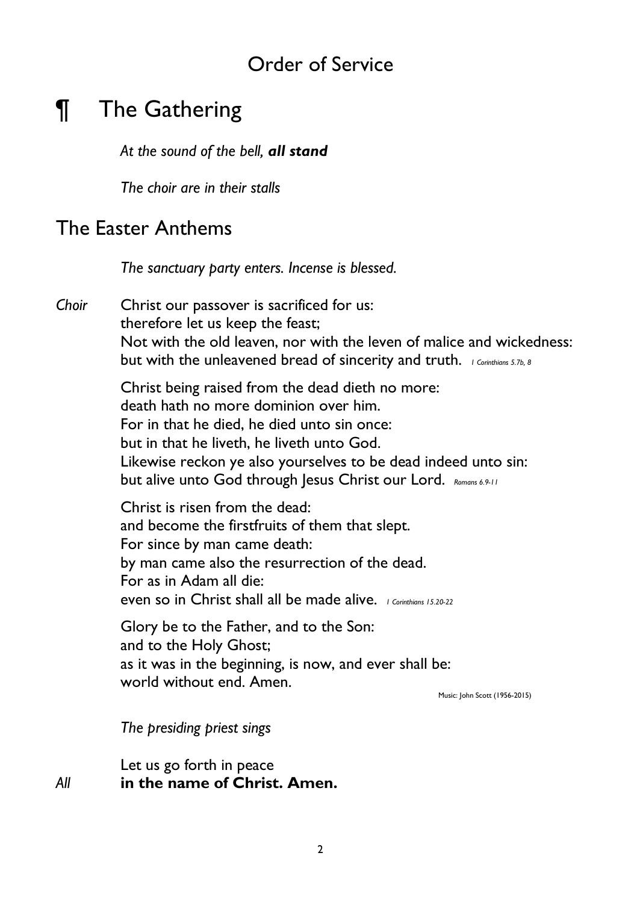## Order of Service

# ¶ The Gathering

*At the sound of the bell, **all stand***

*The choir are in their stalls*

## The Easter Anthems

*The sanctuary party enters. Incense is blessed.*

*Choir* Christ our passover is sacrificed for us:
therefore let us keep the feast;
Not with the old leaven, nor with the leven of malice and wickedness:
but with the unleavened bread of sincerity and truth. *1 Corinthians 5.7b, 8*

Christ being raised from the dead dieth no more:
death hath no more dominion over him.
For in that he died, he died unto sin once:
but in that he liveth, he liveth unto God.
Likewise reckon ye also yourselves to be dead indeed unto sin:
but alive unto God through Jesus Christ our Lord. *Romans 6.9-11*

Christ is risen from the dead:
and become the firstfruits of them that slept.
For since by man came death:
by man came also the resurrection of the dead.
For as in Adam all die:
even so in Christ shall all be made alive. *1 Corinthians 15.20-22*

Glory be to the Father, and to the Son:
and to the Holy Ghost;
as it was in the beginning, is now, and ever shall be:
world without end. Amen.

Music: John Scott (1956-2015)

*The presiding priest sings*

Let us go forth in peace

*All* **in the name of Christ. Amen.**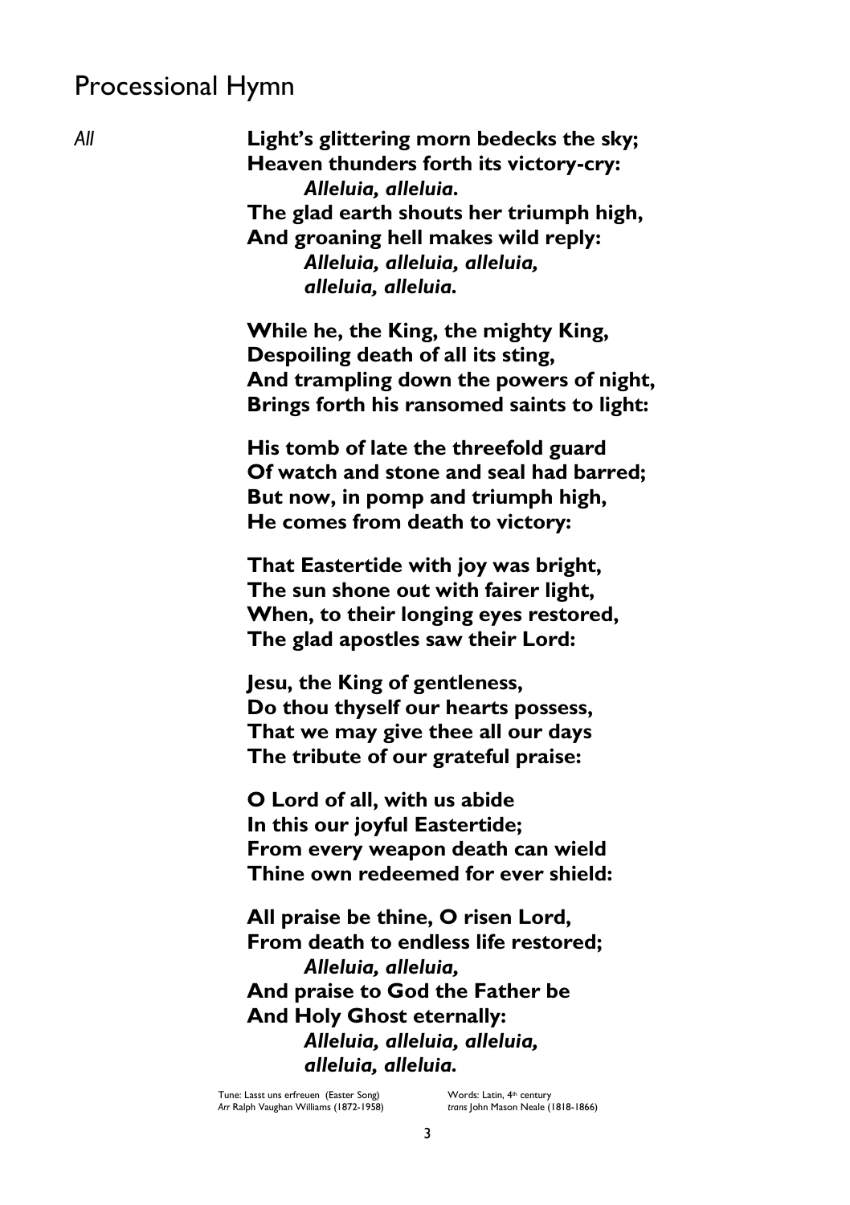## Processional Hymn

*All*

**Light's glittering morn bedecks the sky;**
**Heaven thunders forth its victory-cry:**
***Alleluia, alleluia.***
**The glad earth shouts her triumph high,**
**And groaning hell makes wild reply:**
***Alleluia, alleluia, alleluia,***
***alleluia, alleluia.***

**While he, the King, the mighty King,**
**Despoiling death of all its sting,**
**And trampling down the powers of night,**
**Brings forth his ransomed saints to light:**

**His tomb of late the threefold guard**
**Of watch and stone and seal had barred;**
**But now, in pomp and triumph high,**
**He comes from death to victory:**

**That Eastertide with joy was bright,**
**The sun shone out with fairer light,**
**When, to their longing eyes restored,**
**The glad apostles saw their Lord:**

**Jesu, the King of gentleness,**
**Do thou thyself our hearts possess,**
**That we may give thee all our days**
**The tribute of our grateful praise:**

**O Lord of all, with us abide**
**In this our joyful Eastertide;**
**From every weapon death can wield**
**Thine own redeemed for ever shield:**

**All praise be thine, O risen Lord,**
**From death to endless life restored;**
***Alleluia, alleluia,***
**And praise to God the Father be**
**And Holy Ghost eternally:**
***Alleluia, alleluia, alleluia,***
***alleluia, alleluia.***

Tune: Lasst uns erfreuen (Easter Song)
*Arr* Ralph Vaughan Williams (1872-1958)

Words: Latin, 4th century
*trans* John Mason Neale (1818-1866)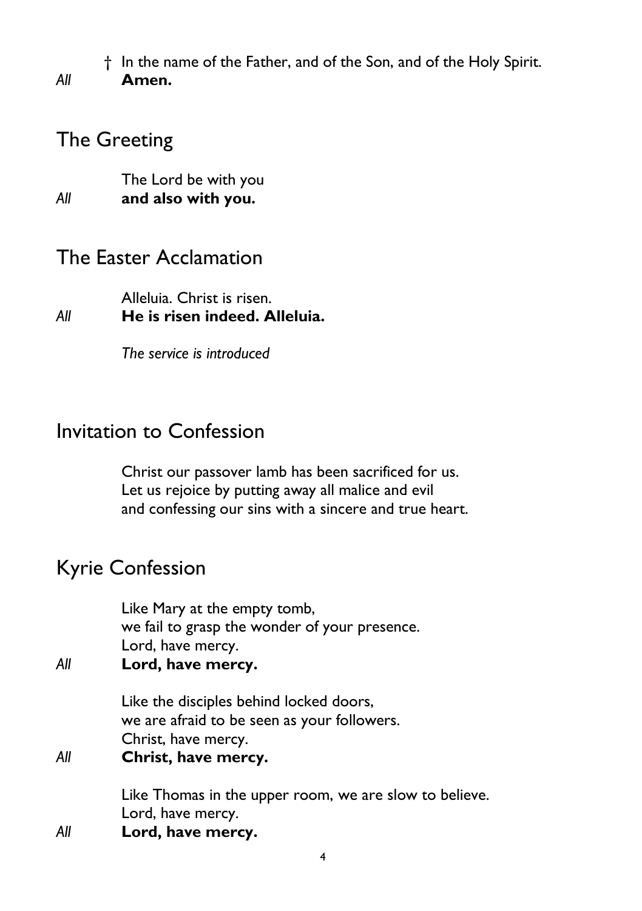† In the name of the Father, and of the Son, and of the Holy Spirit.
*All* **Amen.**

## The Greeting

The Lord be with you
*All* **and also with you.**

## The Easter Acclamation

Alleluia. Christ is risen.
*All* **He is risen indeed. Alleluia.**

*The service is introduced*

## Invitation to Confession

Christ our passover lamb has been sacrificed for us.
Let us rejoice by putting away all malice and evil
and confessing our sins with a sincere and true heart.

## Kyrie Confession

Like Mary at the empty tomb,
we fail to grasp the wonder of your presence.
Lord, have mercy.
*All* **Lord, have mercy.**

Like the disciples behind locked doors,
we are afraid to be seen as your followers.
Christ, have mercy.
*All* **Christ, have mercy.**

Like Thomas in the upper room, we are slow to believe.
Lord, have mercy.
*All* **Lord, have mercy.**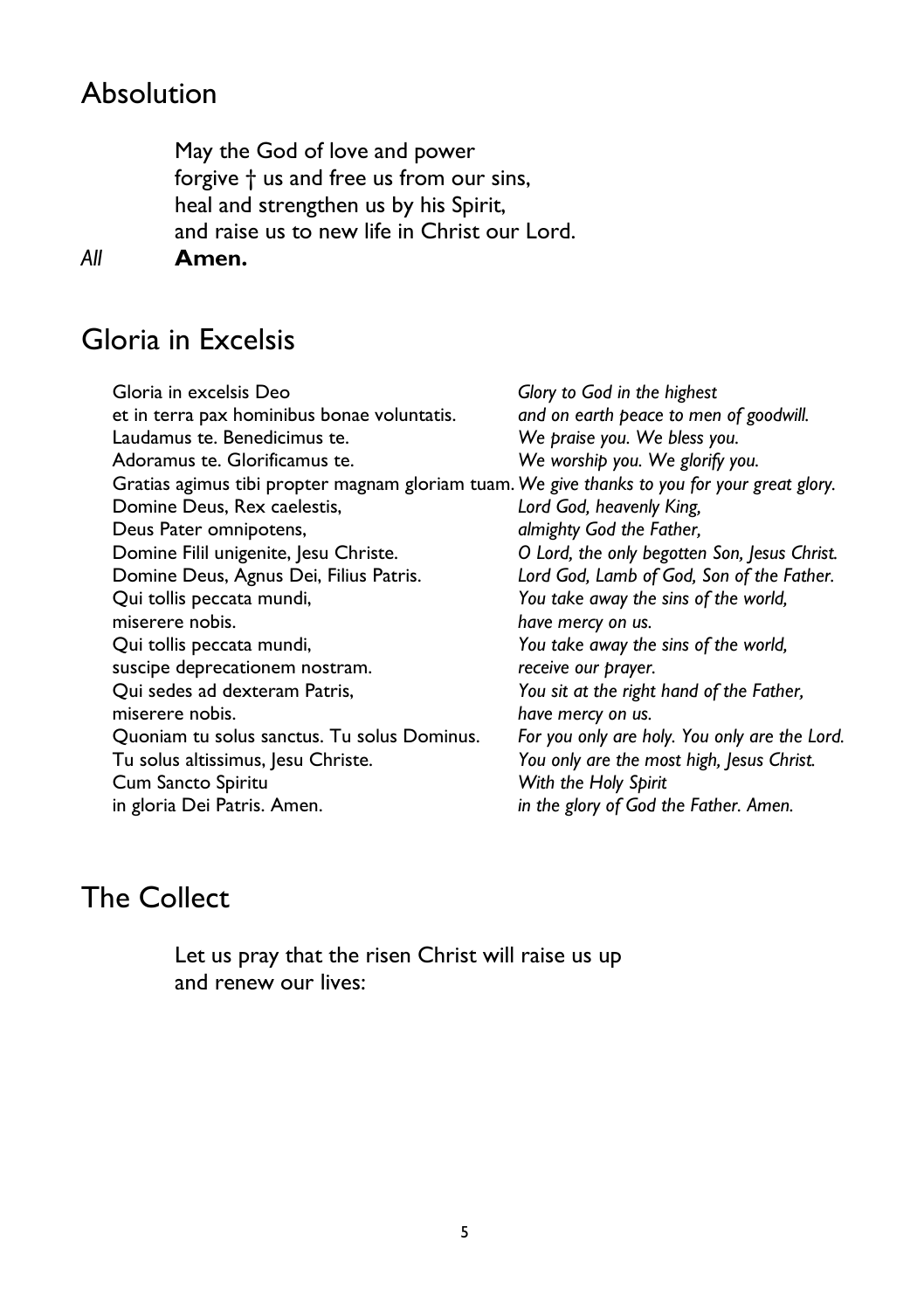## Absolution

May the God of love and power
forgive † us and free us from our sins,
heal and strengthen us by his Spirit,
and raise us to new life in Christ our Lord.

*All* **Amen.**

## Gloria in Excelsis

| | |
|---|---|
| Gloria in excelsis Deo | *Glory to God in the highest* |
| et in terra pax hominibus bonae voluntatis. | *and on earth peace to men of goodwill.* |
| Laudamus te. Benedicimus te. | *We praise you. We bless you.* |
| Adoramus te. Glorificamus te. | *We worship you. We glorify you.* |
| Gratias agimus tibi propter magnam gloriam tuam. | *We give thanks to you for your great glory.* |
| Domine Deus, Rex caelestis, | *Lord God, heavenly King,* |
| Deus Pater omnipotens, | *almighty God the Father,* |
| Domine Filil unigenite, Jesu Christe. | *O Lord, the only begotten Son, Jesus Christ.* |
| Domine Deus, Agnus Dei, Filius Patris. | *Lord God, Lamb of God, Son of the Father.* |
| Qui tollis peccata mundi, | *You take away the sins of the world,* |
| miserere nobis. | *have mercy on us.* |
| Qui tollis peccata mundi, | *You take away the sins of the world,* |
| suscipe deprecationem nostram. | *receive our prayer.* |
| Qui sedes ad dexteram Patris, | *You sit at the right hand of the Father,* |
| miserere nobis. | *have mercy on us.* |
| Quoniam tu solus sanctus. Tu solus Dominus. | *For you only are holy. You only are the Lord.* |
| Tu solus altissimus, Jesu Christe. | *You only are the most high, Jesus Christ.* |
| Cum Sancto Spiritu | *With the Holy Spirit* |
| in gloria Dei Patris. Amen. | *in the glory of God the Father. Amen.* |

## The Collect

Let us pray that the risen Christ will raise us up
and renew our lives: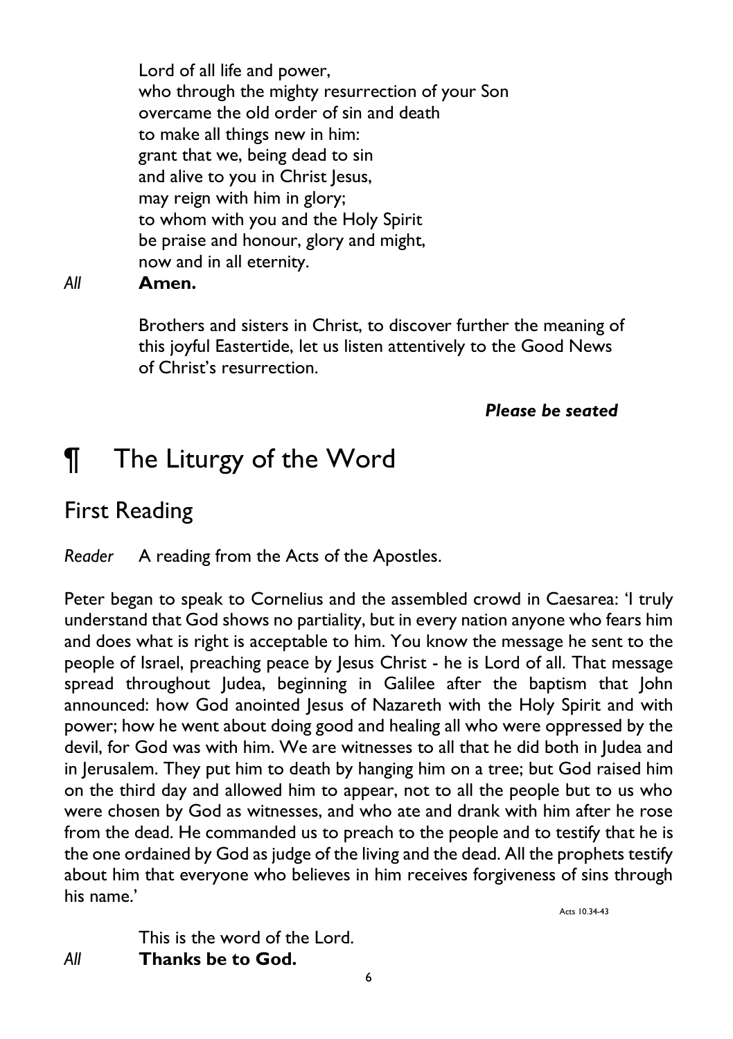Lord of all life and power,  
who through the mighty resurrection of your Son  
overcame the old order of sin and death  
to make all things new in him:  
grant that we, being dead to sin  
and alive to you in Christ Jesus,  
may reign with him in glory;  
to whom with you and the Holy Spirit  
be praise and honour, glory and might,  
now and in all eternity.

*All* **Amen.**

Brothers and sisters in Christ, to discover further the meaning of this joyful Eastertide, let us listen attentively to the Good News of Christ's resurrection.

***Please be seated***

# ¶ The Liturgy of the Word

## First Reading

*Reader* A reading from the Acts of the Apostles.

Peter began to speak to Cornelius and the assembled crowd in Caesarea: 'I truly understand that God shows no partiality, but in every nation anyone who fears him and does what is right is acceptable to him. You know the message he sent to the people of Israel, preaching peace by Jesus Christ - he is Lord of all. That message spread throughout Judea, beginning in Galilee after the baptism that John announced: how God anointed Jesus of Nazareth with the Holy Spirit and with power; how he went about doing good and healing all who were oppressed by the devil, for God was with him. We are witnesses to all that he did both in Judea and in Jerusalem. They put him to death by hanging him on a tree; but God raised him on the third day and allowed him to appear, not to all the people but to us who were chosen by God as witnesses, and who ate and drank with him after he rose from the dead. He commanded us to preach to the people and to testify that he is the one ordained by God as judge of the living and the dead. All the prophets testify about him that everyone who believes in him receives forgiveness of sins through his name.'

Acts 10.34-43

This is the word of the Lord.

*All* **Thanks be to God.**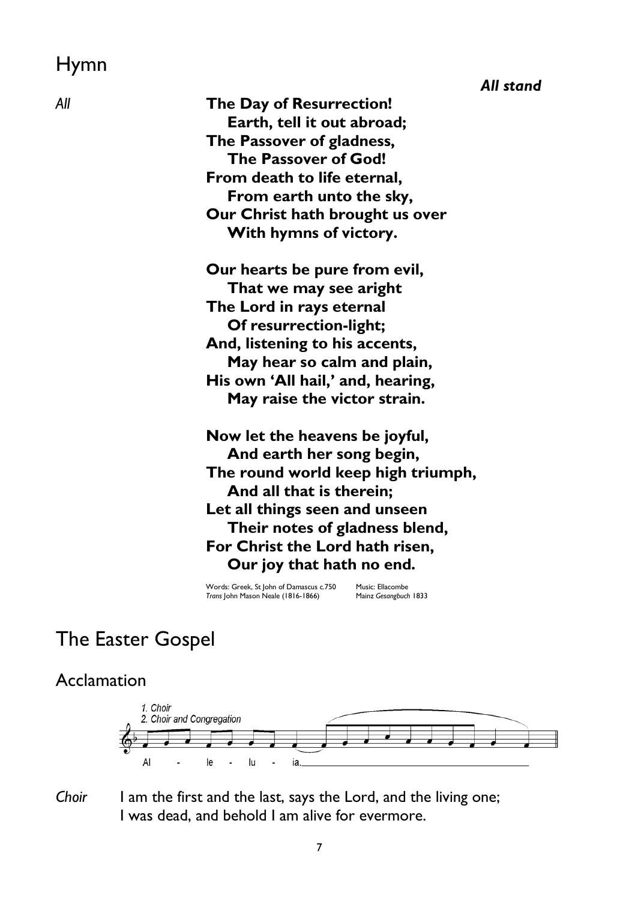## Hymn

***All stand***

*All*

**The Day of Resurrection!**
**Earth, tell it out abroad;**
**The Passover of gladness,**
**The Passover of God!**
**From death to life eternal,**
**From earth unto the sky,**
**Our Christ hath brought us over**
**With hymns of victory.**

**Our hearts be pure from evil,**
**That we may see aright**
**The Lord in rays eternal**
**Of resurrection-light;**
**And, listening to his accents,**
**May hear so calm and plain,**
**His own 'All hail,' and, hearing,**
**May raise the victor strain.**

**Now let the heavens be joyful,**
**And earth her song begin,**
**The round world keep high triumph,**
**And all that is therein;**
**Let all things seen and unseen**
**Their notes of gladness blend,**
**For Christ the Lord hath risen,**
**Our joy that hath no end.**

Words: Greek, St John of Damascus c.750
*Trans* John Mason Neale (1816-1866)

Music: Ellacombe
Mainz *Gesangbuch* 1833

# The Easter Gospel

## Acclamation

*1. Choir*
*2. Choir and Congregation*

Al - le - lu - ia.

*Choir* I am the first and the last, says the Lord, and the living one;
I was dead, and behold I am alive for evermore.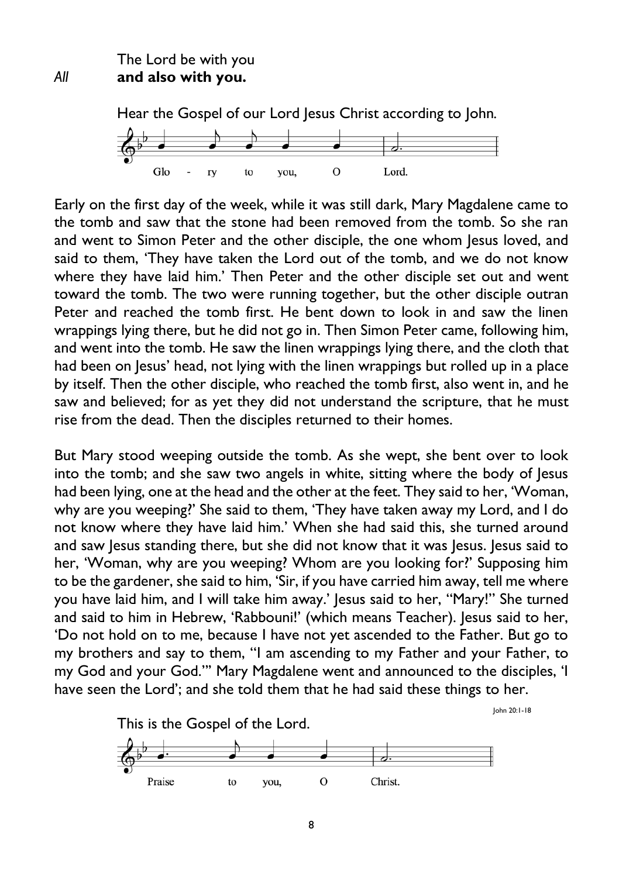The Lord be with you

*All* **and also with you.**

Hear the Gospel of our Lord Jesus Christ according to John.

Glo - ry to you, O Lord.

Early on the first day of the week, while it was still dark, Mary Magdalene came to the tomb and saw that the stone had been removed from the tomb. So she ran and went to Simon Peter and the other disciple, the one whom Jesus loved, and said to them, 'They have taken the Lord out of the tomb, and we do not know where they have laid him.' Then Peter and the other disciple set out and went toward the tomb. The two were running together, but the other disciple outran Peter and reached the tomb first. He bent down to look in and saw the linen wrappings lying there, but he did not go in. Then Simon Peter came, following him, and went into the tomb. He saw the linen wrappings lying there, and the cloth that had been on Jesus' head, not lying with the linen wrappings but rolled up in a place by itself. Then the other disciple, who reached the tomb first, also went in, and he saw and believed; for as yet they did not understand the scripture, that he must rise from the dead. Then the disciples returned to their homes.

But Mary stood weeping outside the tomb. As she wept, she bent over to look into the tomb; and she saw two angels in white, sitting where the body of Jesus had been lying, one at the head and the other at the feet. They said to her, 'Woman, why are you weeping?' She said to them, 'They have taken away my Lord, and I do not know where they have laid him.' When she had said this, she turned around and saw Jesus standing there, but she did not know that it was Jesus. Jesus said to her, 'Woman, why are you weeping? Whom are you looking for?' Supposing him to be the gardener, she said to him, 'Sir, if you have carried him away, tell me where you have laid him, and I will take him away.' Jesus said to her, "Mary!" She turned and said to him in Hebrew, 'Rabbouni!' (which means Teacher). Jesus said to her, 'Do not hold on to me, because I have not yet ascended to the Father. But go to my brothers and say to them, "I am ascending to my Father and your Father, to my God and your God."' Mary Magdalene went and announced to the disciples, 'I have seen the Lord'; and she told them that he had said these things to her.

John 20:1-18

This is the Gospel of the Lord.

Praise to you, O Christ.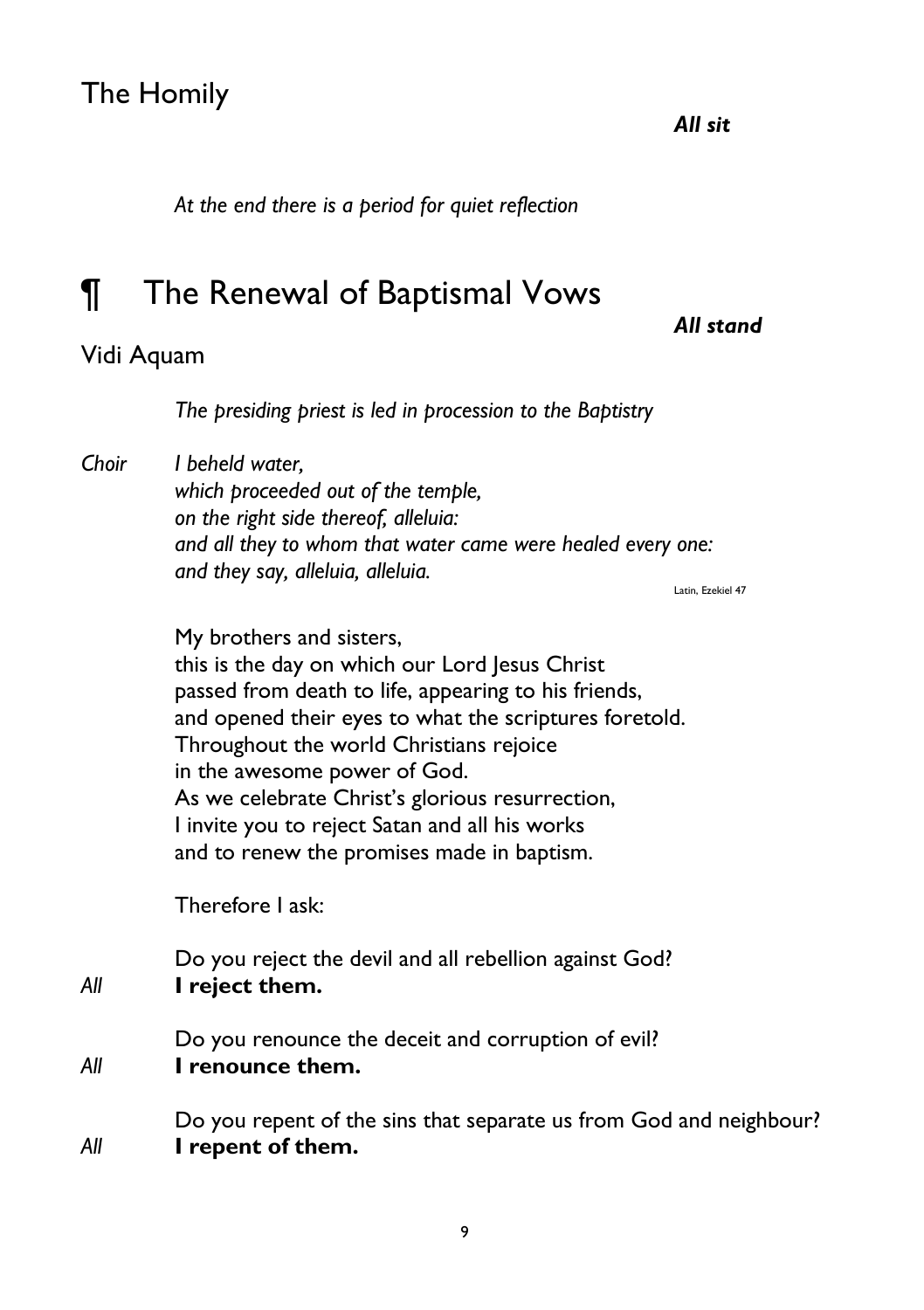## The Homily

***All sit***

*At the end there is a period for quiet reflection*

# ¶ The Renewal of Baptismal Vows

***All stand***

## Vidi Aquam

*The presiding priest is led in procession to the Baptistry*

*Choir* *I beheld water,*
*which proceeded out of the temple,*
*on the right side thereof, alleluia:*
*and all they to whom that water came were healed every one:*
*and they say, alleluia, alleluia.*

Latin, Ezekiel 47

My brothers and sisters,
this is the day on which our Lord Jesus Christ
passed from death to life, appearing to his friends,
and opened their eyes to what the scriptures foretold.
Throughout the world Christians rejoice
in the awesome power of God.
As we celebrate Christ's glorious resurrection,
I invite you to reject Satan and all his works
and to renew the promises made in baptism.

Therefore I ask:

Do you reject the devil and all rebellion against God?
*All* **I reject them.**

Do you renounce the deceit and corruption of evil?
*All* **I renounce them.**

Do you repent of the sins that separate us from God and neighbour?
*All* **I repent of them.**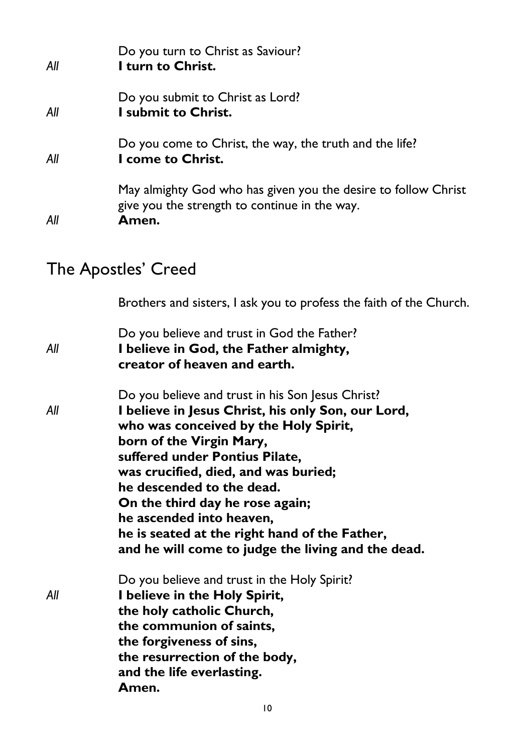Do you turn to Christ as Saviour?

*All* **I turn to Christ.**

Do you submit to Christ as Lord?

*All* **I submit to Christ.**

Do you come to Christ, the way, the truth and the life?

*All* **I come to Christ.**

May almighty God who has given you the desire to follow Christ
give you the strength to continue in the way.

*All* **Amen.**

## The Apostles' Creed

Brothers and sisters, I ask you to profess the faith of the Church.

Do you believe and trust in God the Father?

*All* **I believe in God, the Father almighty,**
**creator of heaven and earth.**

Do you believe and trust in his Son Jesus Christ?

*All* **I believe in Jesus Christ, his only Son, our Lord,**
**who was conceived by the Holy Spirit,**
**born of the Virgin Mary,**
**suffered under Pontius Pilate,**
**was crucified, died, and was buried;**
**he descended to the dead.**
**On the third day he rose again;**
**he ascended into heaven,**
**he is seated at the right hand of the Father,**
**and he will come to judge the living and the dead.**

Do you believe and trust in the Holy Spirit?

*All* **I believe in the Holy Spirit,**
**the holy catholic Church,**
**the communion of saints,**
**the forgiveness of sins,**
**the resurrection of the body,**
**and the life everlasting.**
**Amen.**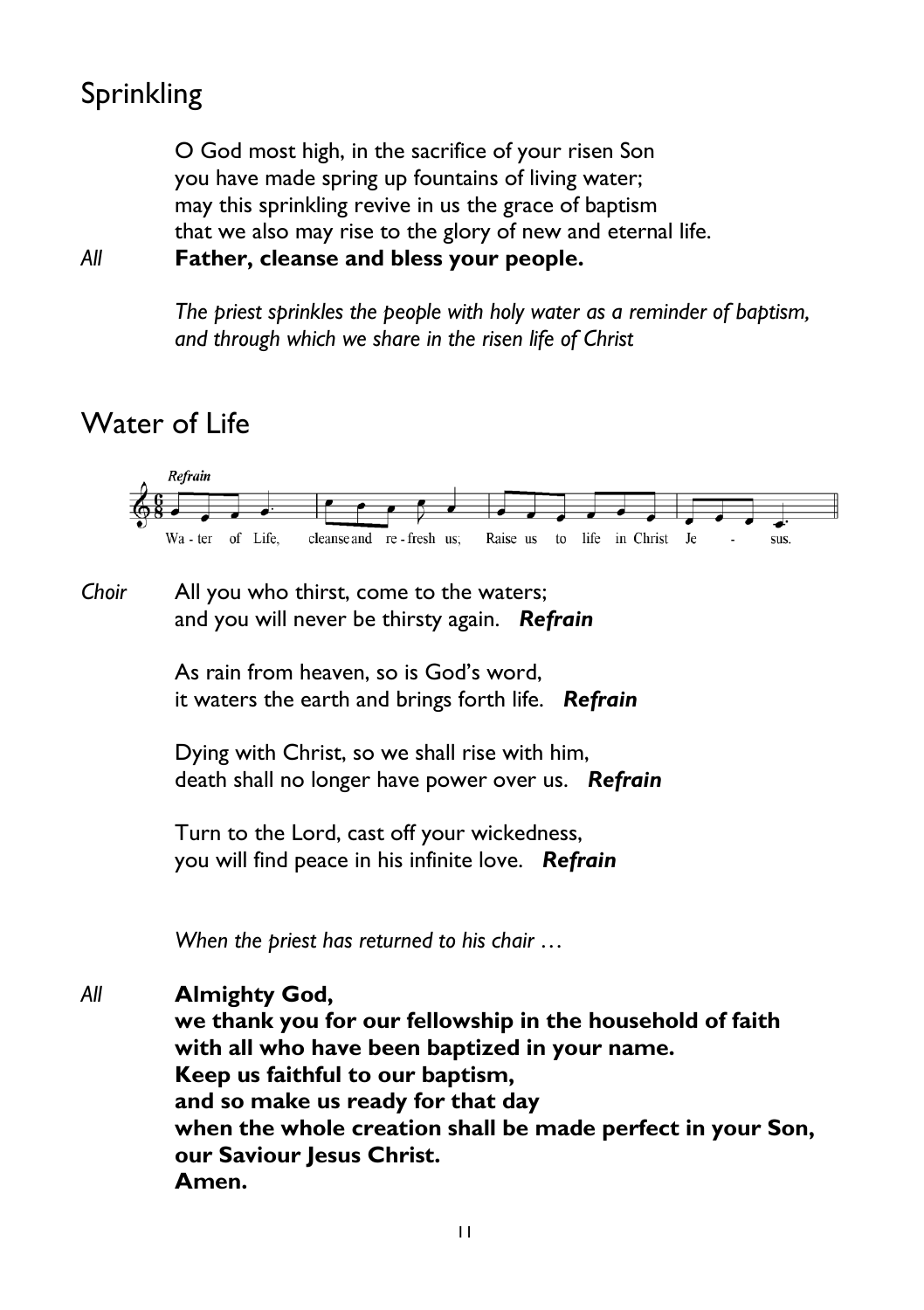## Sprinkling

O God most high, in the sacrifice of your risen Son
you have made spring up fountains of living water;
may this sprinkling revive in us the grace of baptism
that we also may rise to the glory of new and eternal life.

*All* **Father, cleanse and bless your people.**

*The priest sprinkles the people with holy water as a reminder of baptism, and through which we share in the risen life of Christ*

## Water of Life

*Refrain*

Wa - ter of Life, cleanse and re - fresh us; Raise us to life in Christ Je - sus.

*Choir* All you who thirst, come to the waters;
and you will never be thirsty again. ***Refrain***

As rain from heaven, so is God's word,
it waters the earth and brings forth life. ***Refrain***

Dying with Christ, so we shall rise with him,
death shall no longer have power over us. ***Refrain***

Turn to the Lord, cast off your wickedness,
you will find peace in his infinite love. ***Refrain***

*When the priest has returned to his chair …*

*All* **Almighty God,**
**we thank you for our fellowship in the household of faith**
**with all who have been baptized in your name.**
**Keep us faithful to our baptism,**
**and so make us ready for that day**
**when the whole creation shall be made perfect in your Son,**
**our Saviour Jesus Christ.**
**Amen.**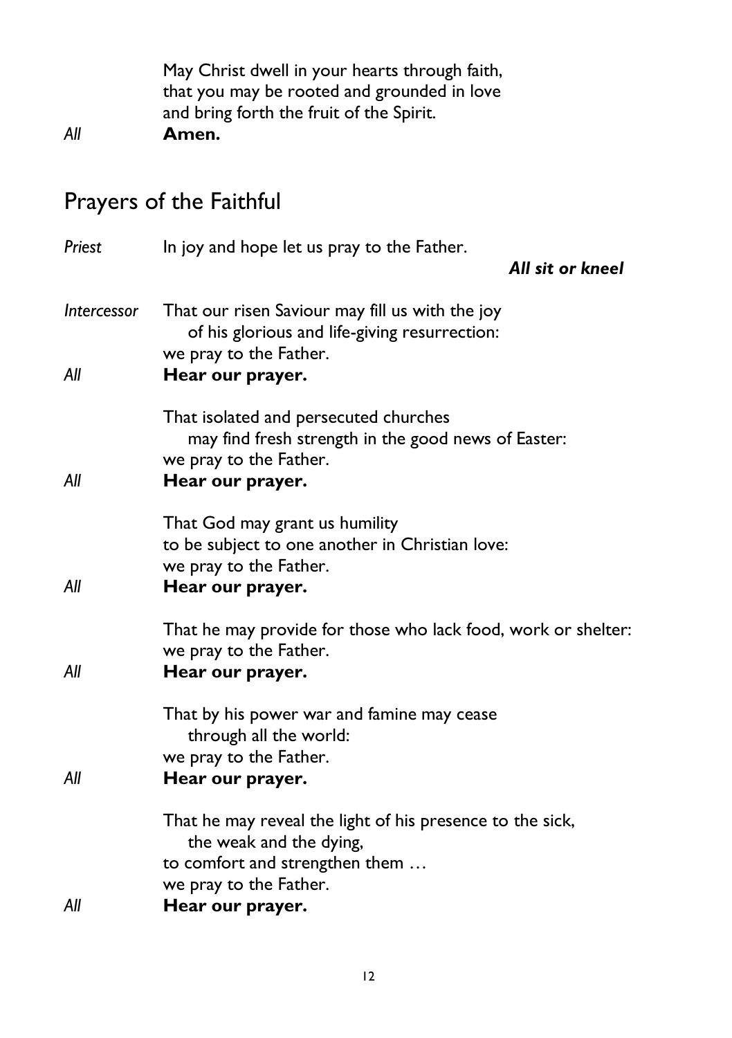May Christ dwell in your hearts through faith,
that you may be rooted and grounded in love
and bring forth the fruit of the Spirit.

*All* **Amen.**

## Prayers of the Faithful

*Priest* In joy and hope let us pray to the Father.

***All sit or kneel***

*Intercessor* That our risen Saviour may fill us with the joy
of his glorious and life-giving resurrection:
we pray to the Father.

*All* **Hear our prayer.**

That isolated and persecuted churches
may find fresh strength in the good news of Easter:
we pray to the Father.

*All* **Hear our prayer.**

That God may grant us humility
to be subject to one another in Christian love:
we pray to the Father.

*All* **Hear our prayer.**

That he may provide for those who lack food, work or shelter:
we pray to the Father.

*All* **Hear our prayer.**

That by his power war and famine may cease
through all the world:
we pray to the Father.

*All* **Hear our prayer.**

That he may reveal the light of his presence to the sick,
the weak and the dying,
to comfort and strengthen them …
we pray to the Father.

*All* **Hear our prayer.**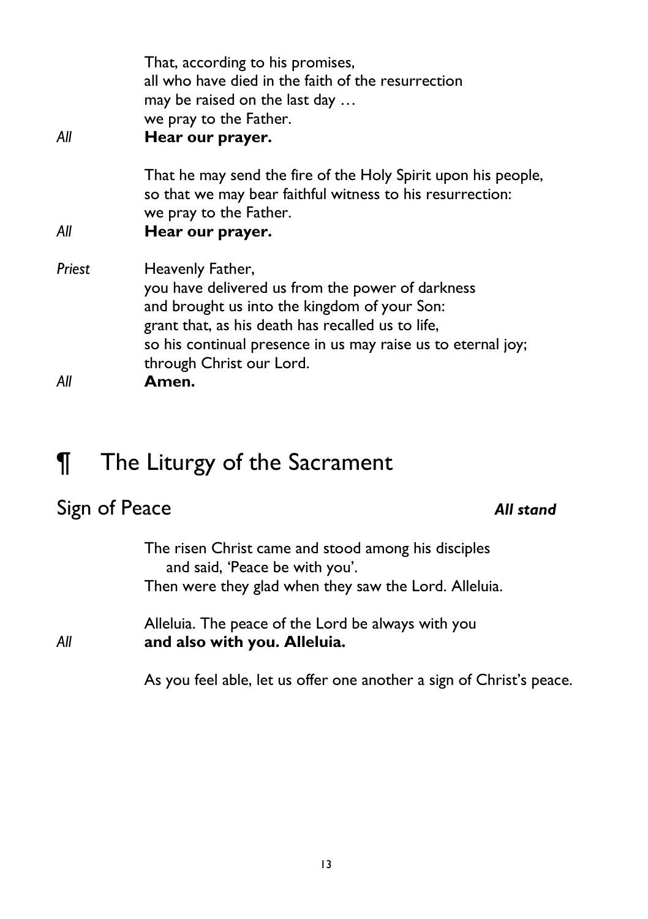That, according to his promises,
all who have died in the faith of the resurrection
may be raised on the last day …
we pray to the Father.

*All* **Hear our prayer.**

That he may send the fire of the Holy Spirit upon his people,
so that we may bear faithful witness to his resurrection:
we pray to the Father.

*All* **Hear our prayer.**

*Priest* Heavenly Father,
you have delivered us from the power of darkness
and brought us into the kingdom of your Son:
grant that, as his death has recalled us to life,
so his continual presence in us may raise us to eternal joy;
through Christ our Lord.

*All* **Amen.**

# ¶ The Liturgy of the Sacrament

## Sign of Peace ***All stand***

The risen Christ came and stood among his disciples
and said, 'Peace be with you'.
Then were they glad when they saw the Lord. Alleluia.

Alleluia. The peace of the Lord be always with you

*All* **and also with you. Alleluia.**

As you feel able, let us offer one another a sign of Christ's peace.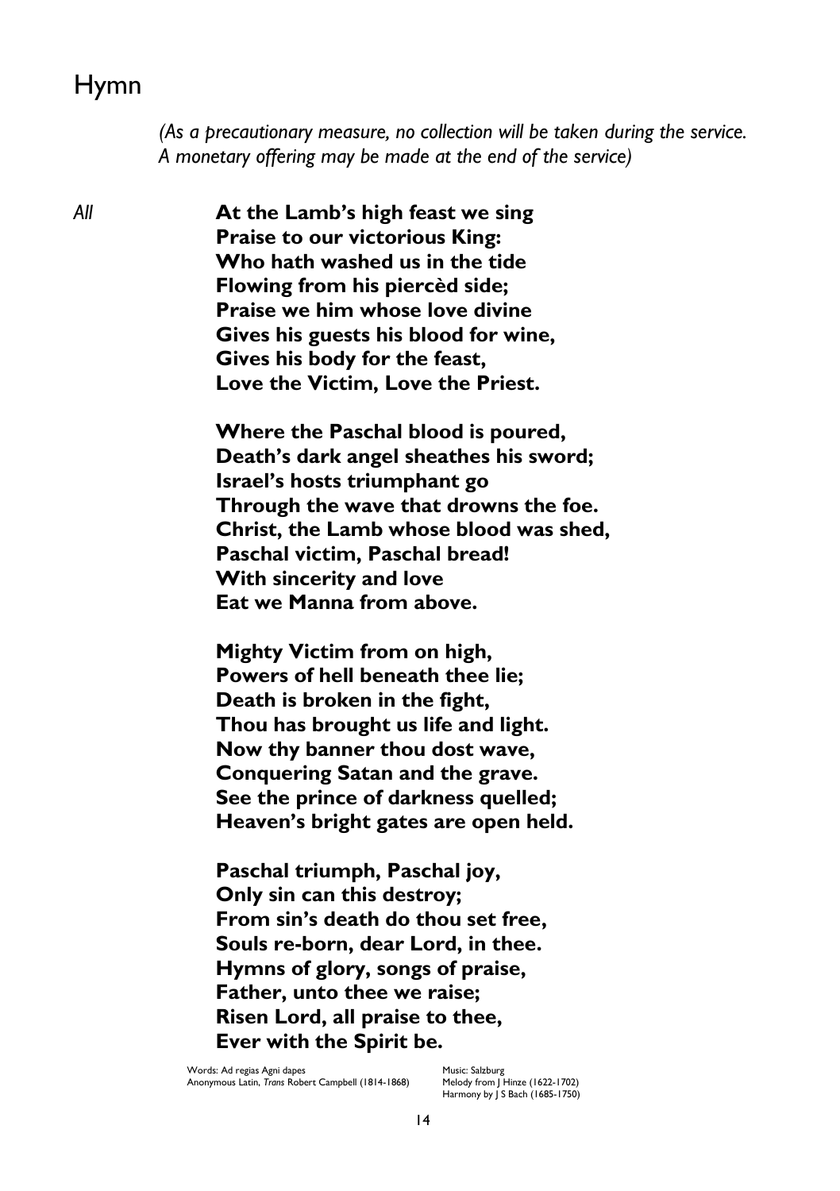# Hymn

*(As a precautionary measure, no collection will be taken during the service. A monetary offering may be made at the end of the service)*

*All*

**At the Lamb's high feast we sing**
**Praise to our victorious King:**
**Who hath washed us in the tide**
**Flowing from his piercèd side;**
**Praise we him whose love divine**
**Gives his guests his blood for wine,**
**Gives his body for the feast,**
**Love the Victim, Love the Priest.**

**Where the Paschal blood is poured,**
**Death's dark angel sheathes his sword;**
**Israel's hosts triumphant go**
**Through the wave that drowns the foe.**
**Christ, the Lamb whose blood was shed,**
**Paschal victim, Paschal bread!**
**With sincerity and love**
**Eat we Manna from above.**

**Mighty Victim from on high,**
**Powers of hell beneath thee lie;**
**Death is broken in the fight,**
**Thou has brought us life and light.**
**Now thy banner thou dost wave,**
**Conquering Satan and the grave.**
**See the prince of darkness quelled;**
**Heaven's bright gates are open held.**

**Paschal triumph, Paschal joy,**
**Only sin can this destroy;**
**From sin's death do thou set free,**
**Souls re-born, dear Lord, in thee.**
**Hymns of glory, songs of praise,**
**Father, unto thee we raise;**
**Risen Lord, all praise to thee,**
**Ever with the Spirit be.**

Words: Ad regias Agni dapes
Anonymous Latin, *Trans* Robert Campbell (1814-1868)

Music: Salzburg
Melody from J Hinze (1622-1702)
Harmony by J S Bach (1685-1750)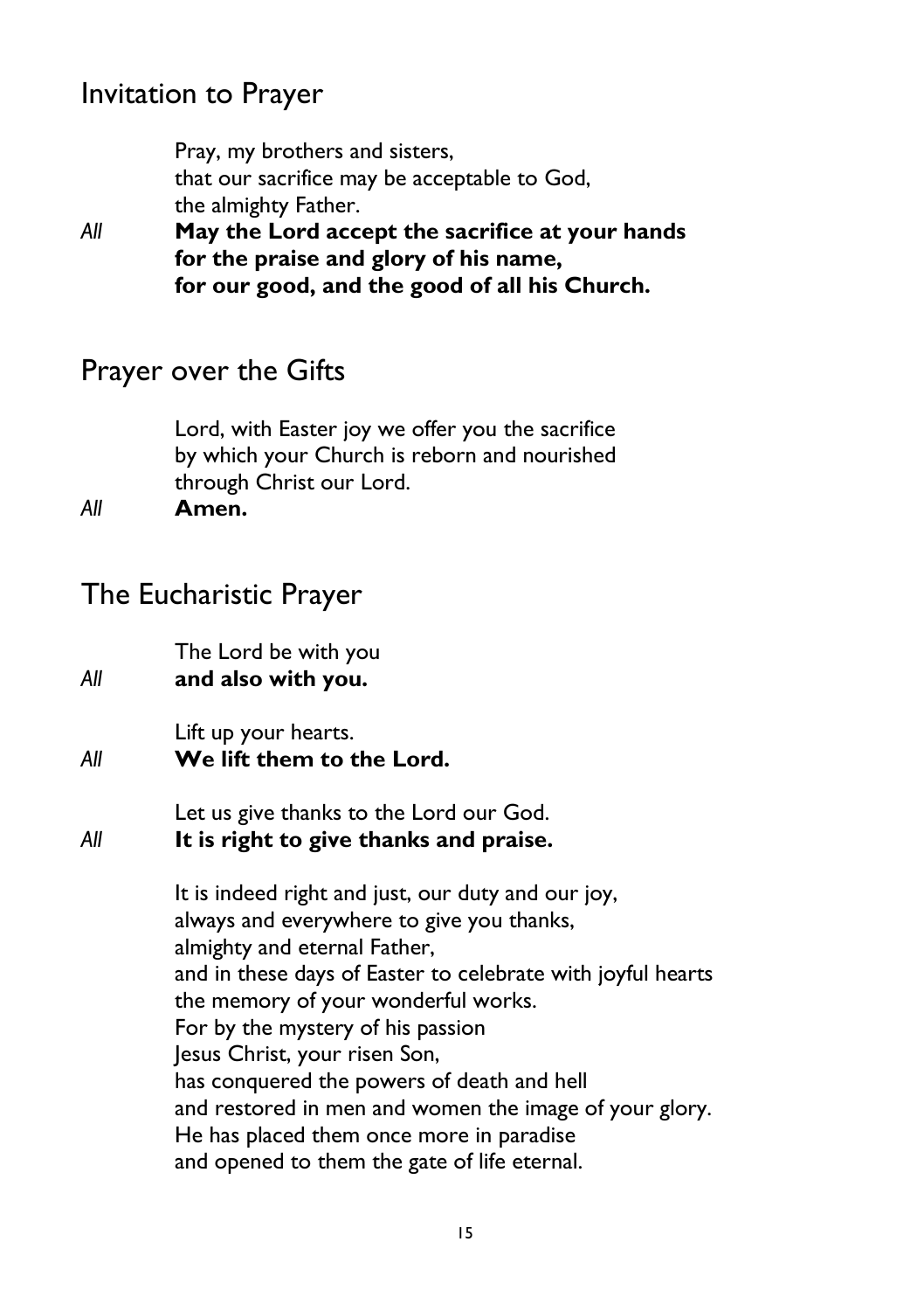## Invitation to Prayer

Pray, my brothers and sisters,
that our sacrifice may be acceptable to God,
the almighty Father.

*All* **May the Lord accept the sacrifice at your hands**
**for the praise and glory of his name,**
**for our good, and the good of all his Church.**

## Prayer over the Gifts

Lord, with Easter joy we offer you the sacrifice
by which your Church is reborn and nourished
through Christ our Lord.

*All* **Amen.**

## The Eucharistic Prayer

The Lord be with you

*All* **and also with you.**

Lift up your hearts.

*All* **We lift them to the Lord.**

Let us give thanks to the Lord our God.

*All* **It is right to give thanks and praise.**

It is indeed right and just, our duty and our joy,
always and everywhere to give you thanks,
almighty and eternal Father,
and in these days of Easter to celebrate with joyful hearts
the memory of your wonderful works.
For by the mystery of his passion
Jesus Christ, your risen Son,
has conquered the powers of death and hell
and restored in men and women the image of your glory.
He has placed them once more in paradise
and opened to them the gate of life eternal.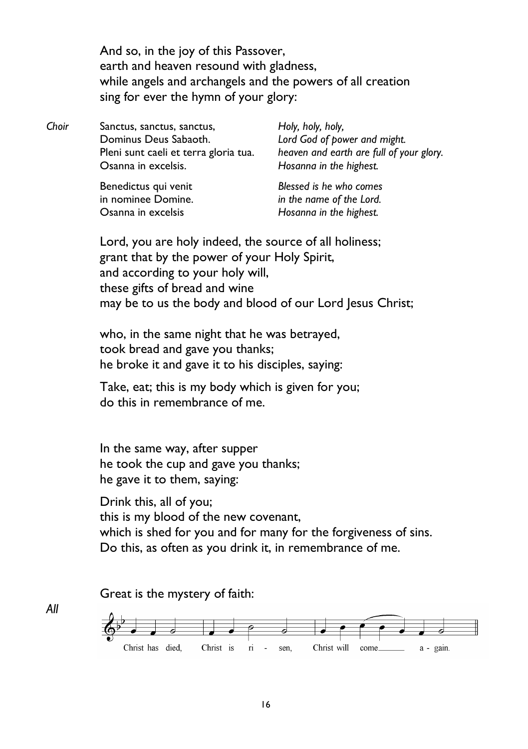And so, in the joy of this Passover,
earth and heaven resound with gladness,
while angels and archangels and the powers of all creation
sing for ever the hymn of your glory:

| *Choir* | | |
|---|---|---|
| | Sanctus, sanctus, sanctus, | *Holy, holy, holy,* |
| | Dominus Deus Sabaoth. | *Lord God of power and might.* |
| | Pleni sunt caeli et terra gloria tua. | *heaven and earth are full of your glory.* |
| | Osanna in excelsis. | *Hosanna in the highest.* |
| | Benedictus qui venit | *Blessed is he who comes* |
| | in nominee Domine. | *in the name of the Lord.* |
| | Osanna in excelsis | *Hosanna in the highest.* |

Lord, you are holy indeed, the source of all holiness;
grant that by the power of your Holy Spirit,
and according to your holy will,
these gifts of bread and wine
may be to us the body and blood of our Lord Jesus Christ;

who, in the same night that he was betrayed,
took bread and gave you thanks;
he broke it and gave it to his disciples, saying:

Take, eat; this is my body which is given for you;
do this in remembrance of me.

In the same way, after supper
he took the cup and gave you thanks;
he gave it to them, saying:

Drink this, all of you;
this is my blood of the new covenant,
which is shed for you and for many for the forgiveness of sins.
Do this, as often as you drink it, in remembrance of me.

Great is the mystery of faith:

*All* Christ has died, Christ is ri - sen, Christ will come a - gain.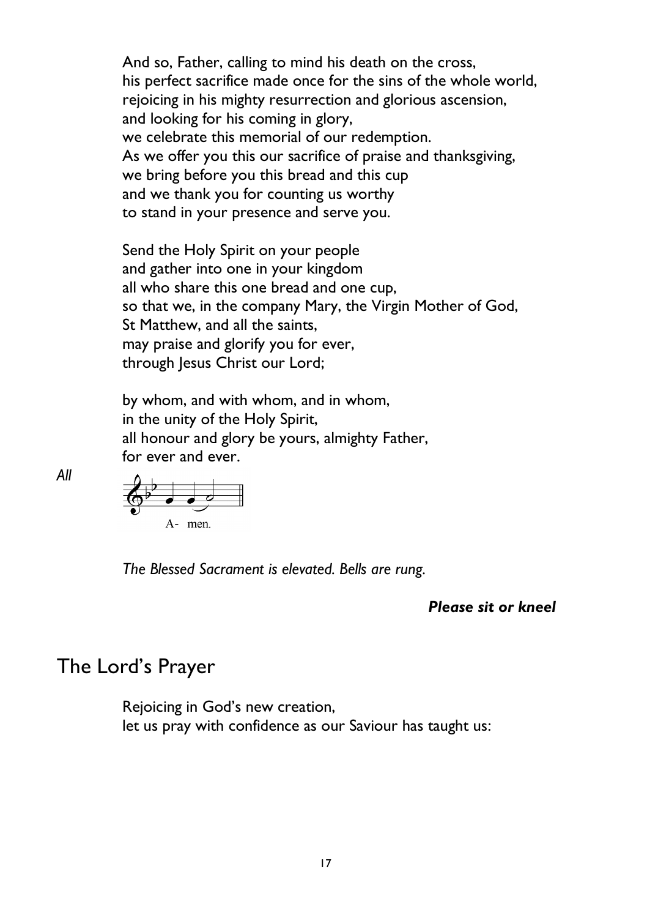And so, Father, calling to mind his death on the cross,
his perfect sacrifice made once for the sins of the whole world,
rejoicing in his mighty resurrection and glorious ascension,
and looking for his coming in glory,
we celebrate this memorial of our redemption.
As we offer you this our sacrifice of praise and thanksgiving,
we bring before you this bread and this cup
and we thank you for counting us worthy
to stand in your presence and serve you.

Send the Holy Spirit on your people
and gather into one in your kingdom
all who share this one bread and one cup,
so that we, in the company Mary, the Virgin Mother of God,
St Matthew, and all the saints,
may praise and glorify you for ever,
through Jesus Christ our Lord;

by whom, and with whom, and in whom,
in the unity of the Holy Spirit,
all honour and glory be yours, almighty Father,
for ever and ever.

*All* A- men.

*The Blessed Sacrament is elevated. Bells are rung.*

***Please sit or kneel***

# The Lord's Prayer

Rejoicing in God's new creation,
let us pray with confidence as our Saviour has taught us: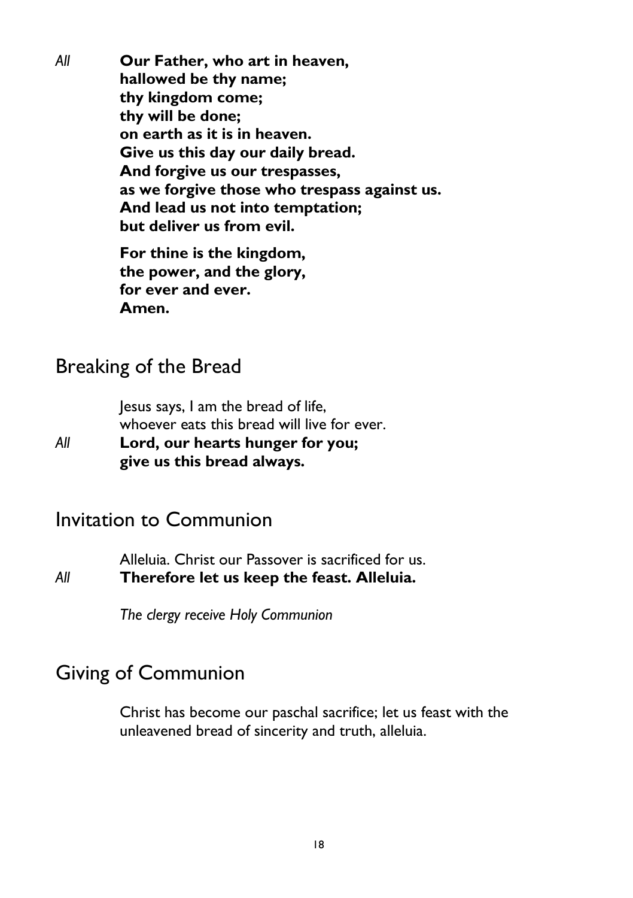*All* **Our Father, who art in heaven,**
**hallowed be thy name;**
**thy kingdom come;**
**thy will be done;**
**on earth as it is in heaven.**
**Give us this day our daily bread.**
**And forgive us our trespasses,**
**as we forgive those who trespass against us.**
**And lead us not into temptation;**
**but deliver us from evil.**

**For thine is the kingdom,**
**the power, and the glory,**
**for ever and ever.**
**Amen.**

## Breaking of the Bread

Jesus says, I am the bread of life,
whoever eats this bread will live for ever.

*All* **Lord, our hearts hunger for you;**
**give us this bread always.**

## Invitation to Communion

Alleluia. Christ our Passover is sacrificed for us.

*All* **Therefore let us keep the feast. Alleluia.**

*The clergy receive Holy Communion*

## Giving of Communion

Christ has become our paschal sacrifice; let us feast with the unleavened bread of sincerity and truth, alleluia.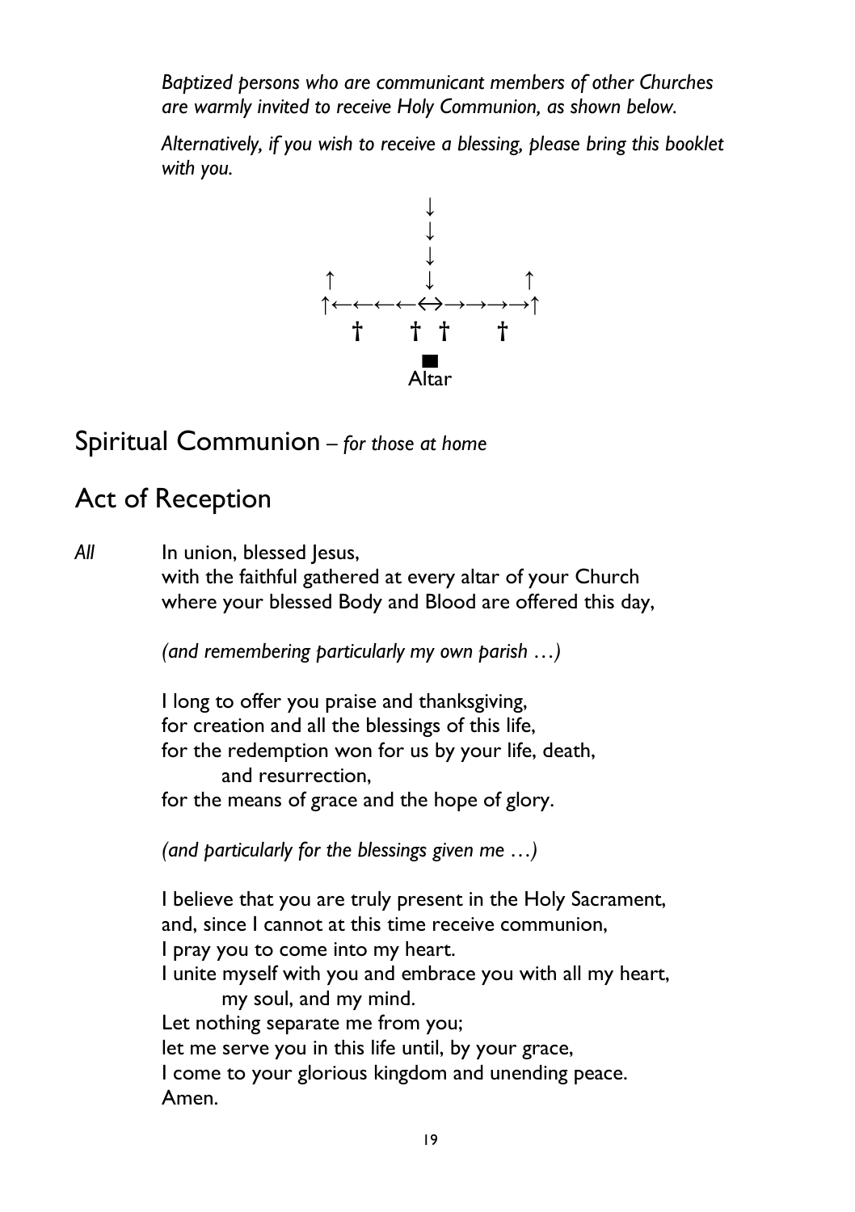*Baptized persons who are communicant members of other Churches are warmly invited to receive Holy Communion, as shown below.*

*Alternatively, if you wish to receive a blessing, please bring this booklet with you.*

```
           ↓
           ↓
           ↓
↑          ↓          ↑
↑←←←←↔→→→→→↑
   †    † †    †
          ■
        Altar
```

# Spiritual Communion – *for those at home*

# Act of Reception

*All* In union, blessed Jesus,
with the faithful gathered at every altar of your Church
where your blessed Body and Blood are offered this day,

*(and remembering particularly my own parish …)*

I long to offer you praise and thanksgiving,
for creation and all the blessings of this life,
for the redemption won for us by your life, death,
and resurrection,
for the means of grace and the hope of glory.

*(and particularly for the blessings given me …)*

I believe that you are truly present in the Holy Sacrament,
and, since I cannot at this time receive communion,
I pray you to come into my heart.
I unite myself with you and embrace you with all my heart,
my soul, and my mind.
Let nothing separate me from you;
let me serve you in this life until, by your grace,
I come to your glorious kingdom and unending peace.
Amen.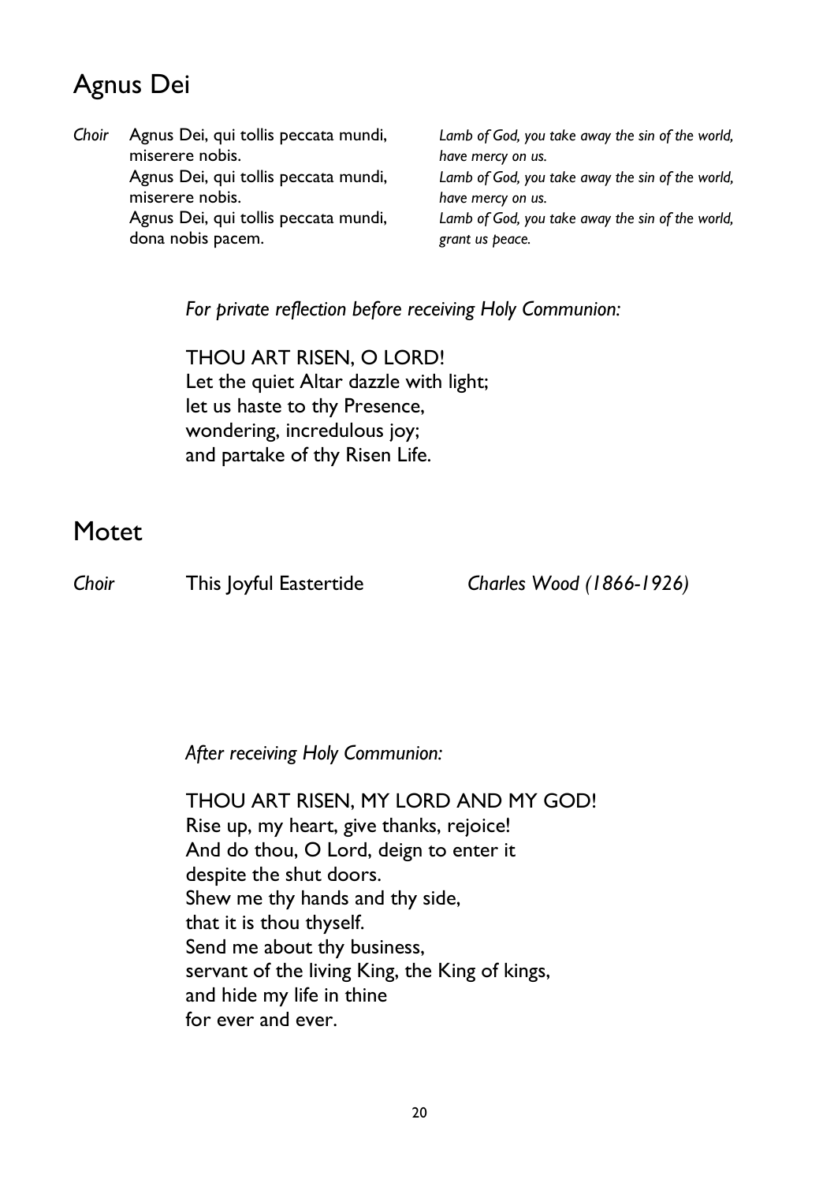## Agnus Dei

| | | |
|---|---|---|
| *Choir* | Agnus Dei, qui tollis peccata mundi, miserere nobis. | *Lamb of God, you take away the sin of the world, have mercy on us.* |
| | Agnus Dei, qui tollis peccata mundi, miserere nobis. | *Lamb of God, you take away the sin of the world, have mercy on us.* |
| | Agnus Dei, qui tollis peccata mundi, dona nobis pacem. | *Lamb of God, you take away the sin of the world, grant us peace.* |

*For private reflection before receiving Holy Communion:*

THOU ART RISEN, O LORD!
Let the quiet Altar dazzle with light;
let us haste to thy Presence,
wondering, incredulous joy;
and partake of thy Risen Life.

## Motet

*Choir* This Joyful Eastertide *Charles Wood (1866-1926)*

*After receiving Holy Communion:*

THOU ART RISEN, MY LORD AND MY GOD!
Rise up, my heart, give thanks, rejoice!
And do thou, O Lord, deign to enter it
despite the shut doors.
Shew me thy hands and thy side,
that it is thou thyself.
Send me about thy business,
servant of the living King, the King of kings,
and hide my life in thine
for ever and ever.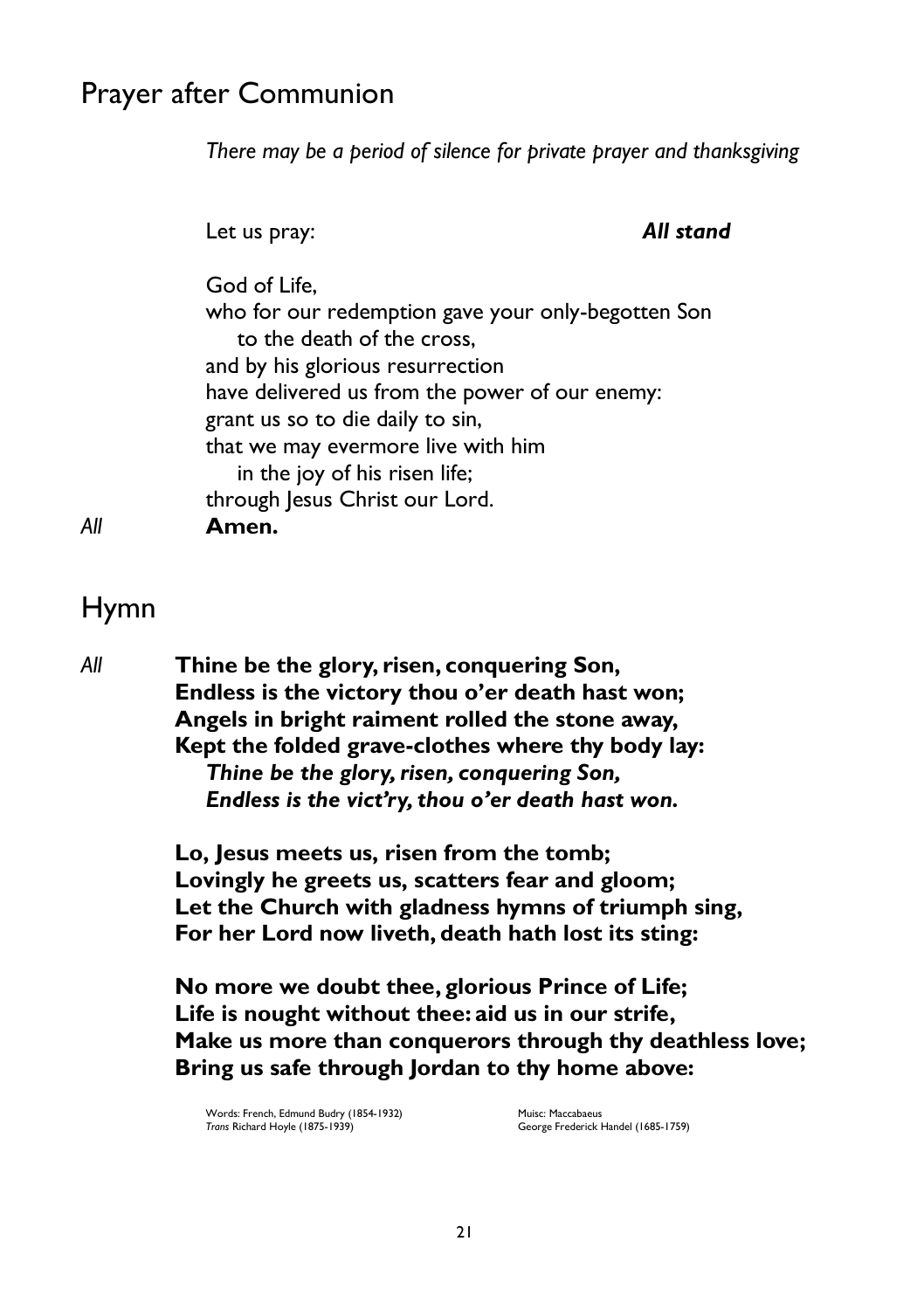## Prayer after Communion

*There may be a period of silence for private prayer and thanksgiving*

Let us pray: ***All stand***

God of Life,
who for our redemption gave your only-begotten Son
to the death of the cross,
and by his glorious resurrection
have delivered us from the power of our enemy:
grant us so to die daily to sin,
that we may evermore live with him
in the joy of his risen life;
through Jesus Christ our Lord.

*All* **Amen.**

## Hymn

*All* **Thine be the glory, risen, conquering Son,**
**Endless is the victory thou o'er death hast won;**
**Angels in bright raiment rolled the stone away,**
**Kept the folded grave-clothes where thy body lay:**
***Thine be the glory, risen, conquering Son,***
***Endless is the vict'ry, thou o'er death hast won.***

**Lo, Jesus meets us, risen from the tomb;**
**Lovingly he greets us, scatters fear and gloom;**
**Let the Church with gladness hymns of triumph sing,**
**For her Lord now liveth, death hath lost its sting:**

**No more we doubt thee, glorious Prince of Life;**
**Life is nought without thee: aid us in our strife,**
**Make us more than conquerors through thy deathless love;**
**Bring us safe through Jordan to thy home above:**

Words: French, Edmund Budry (1854-1932)
*Trans* Richard Hoyle (1875-1939)

Muisc: Maccabaeus
George Frederick Handel (1685-1759)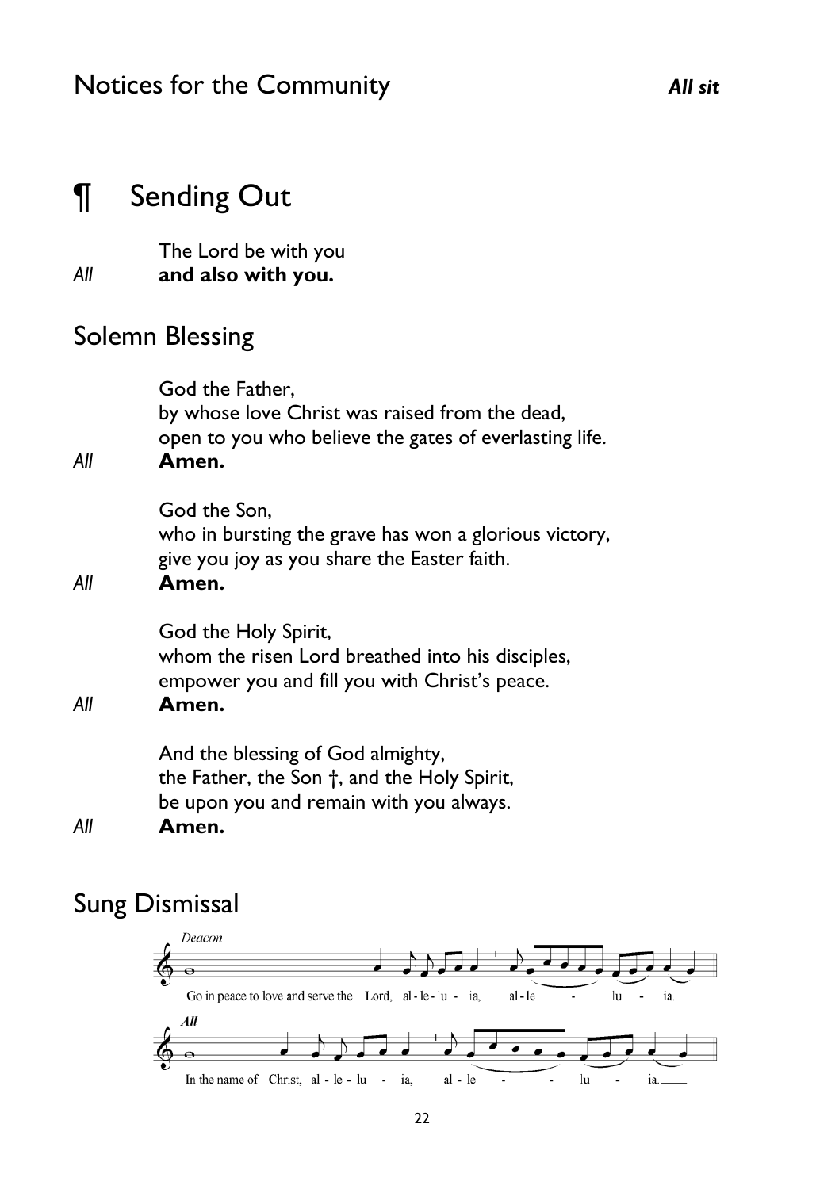## Notices for the Community

***All sit***

# ¶ Sending Out

The Lord be with you
*All* **and also with you.**

## Solemn Blessing

God the Father,
by whose love Christ was raised from the dead,
open to you who believe the gates of everlasting life.
*All* **Amen.**

God the Son,
who in bursting the grave has won a glorious victory,
give you joy as you share the Easter faith.
*All* **Amen.**

God the Holy Spirit,
whom the risen Lord breathed into his disciples,
empower you and fill you with Christ's peace.
*All* **Amen.**

And the blessing of God almighty,
the Father, the Son †, and the Holy Spirit,
be upon you and remain with you always.
*All* **Amen.**

## Sung Dismissal

*Deacon*
Go in peace to love and serve the Lord, al-le-lu-ia, al-le - lu - ia.

***All***
In the name of Christ, al-le-lu - ia, al-le - - lu - ia.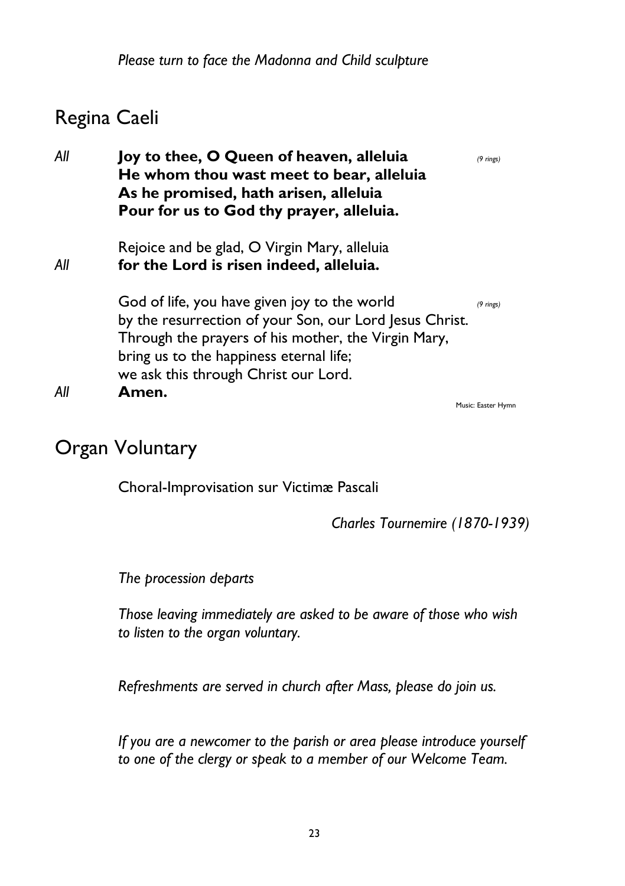*Please turn to face the Madonna and Child sculpture*

## Regina Caeli

*All* **Joy to thee, O Queen of heaven, alleluia** *(9 rings)*
**He whom thou wast meet to bear, alleluia**
**As he promised, hath arisen, alleluia**
**Pour for us to God thy prayer, alleluia.**

Rejoice and be glad, O Virgin Mary, alleluia
*All* **for the Lord is risen indeed, alleluia.**

God of life, you have given joy to the world *(9 rings)*
by the resurrection of your Son, our Lord Jesus Christ.
Through the prayers of his mother, the Virgin Mary,
bring us to the happiness eternal life;
we ask this through Christ our Lord.
*All* **Amen.**

Music: Easter Hymn

## Organ Voluntary

Choral-Improvisation sur Victimæ Pascali

*Charles Tournemire (1870-1939)*

*The procession departs*

*Those leaving immediately are asked to be aware of those who wish to listen to the organ voluntary.*

*Refreshments are served in church after Mass, please do join us.*

*If you are a newcomer to the parish or area please introduce yourself to one of the clergy or speak to a member of our Welcome Team.*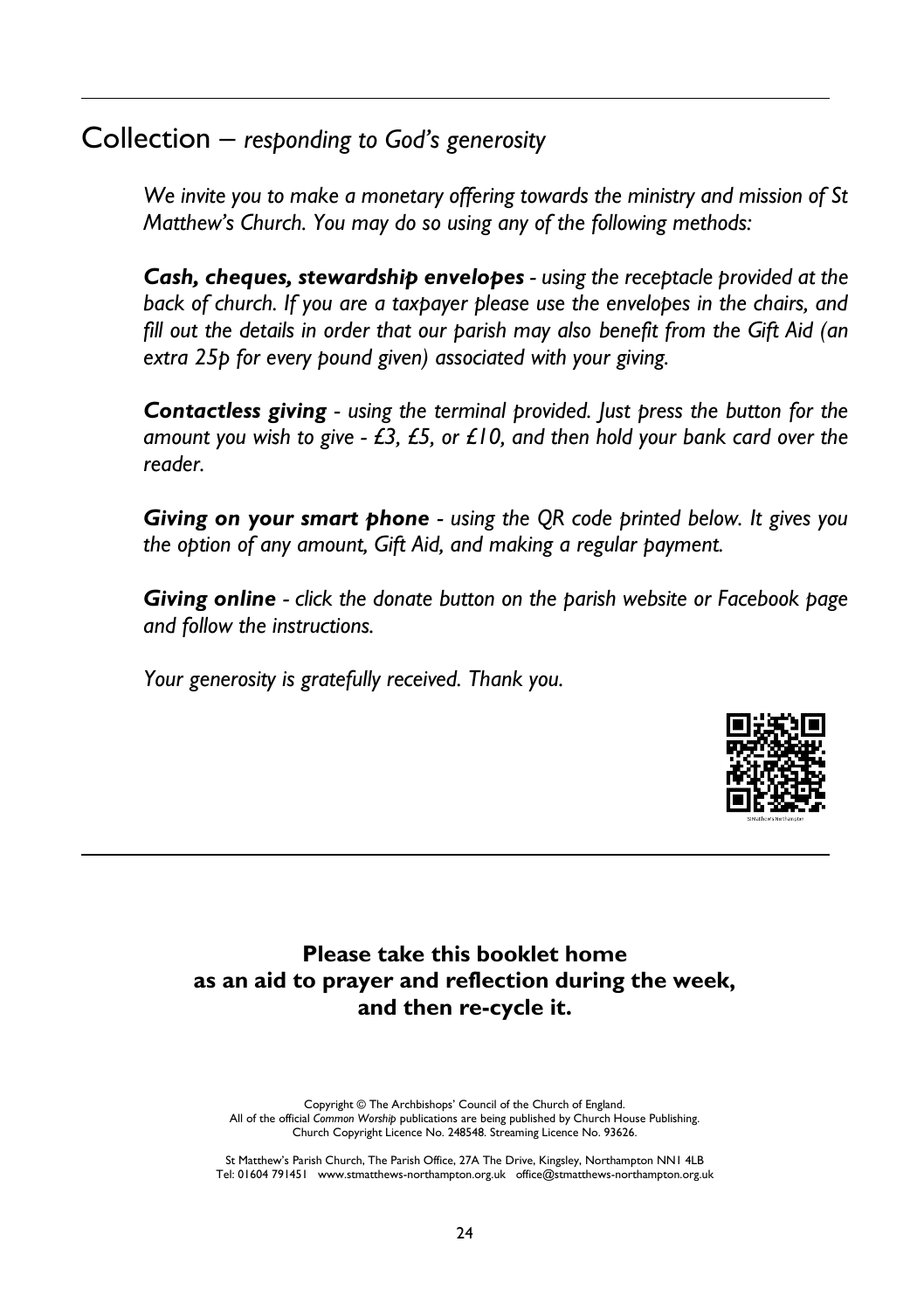## Collection – *responding to God's generosity*

*We invite you to make a monetary offering towards the ministry and mission of St Matthew's Church. You may do so using any of the following methods:*

***Cash, cheques, stewardship envelopes*** *- using the receptacle provided at the back of church. If you are a taxpayer please use the envelopes in the chairs, and fill out the details in order that our parish may also benefit from the Gift Aid (an extra 25p for every pound given) associated with your giving.*

***Contactless giving*** *- using the terminal provided. Just press the button for the amount you wish to give - £3, £5, or £10, and then hold your bank card over the reader.*

***Giving on your smart phone*** *- using the QR code printed below. It gives you the option of any amount, Gift Aid, and making a regular payment.*

***Giving online*** *- click the donate button on the parish website or Facebook page and follow the instructions.*

*Your generosity is gratefully received. Thank you.*

StMatthew's Northampton

**Please take this booklet home as an aid to prayer and reflection during the week, and then re-cycle it.**

Copyright © The Archbishops' Council of the Church of England.
All of the official *Common Worship* publications are being published by Church House Publishing.
Church Copyright Licence No. 248548. Streaming Licence No. 93626.

St Matthew's Parish Church, The Parish Office, 27A The Drive, Kingsley, Northampton NN1 4LB
Tel: 01604 791451 www.stmatthews-northampton.org.uk office@stmatthews-northampton.org.uk